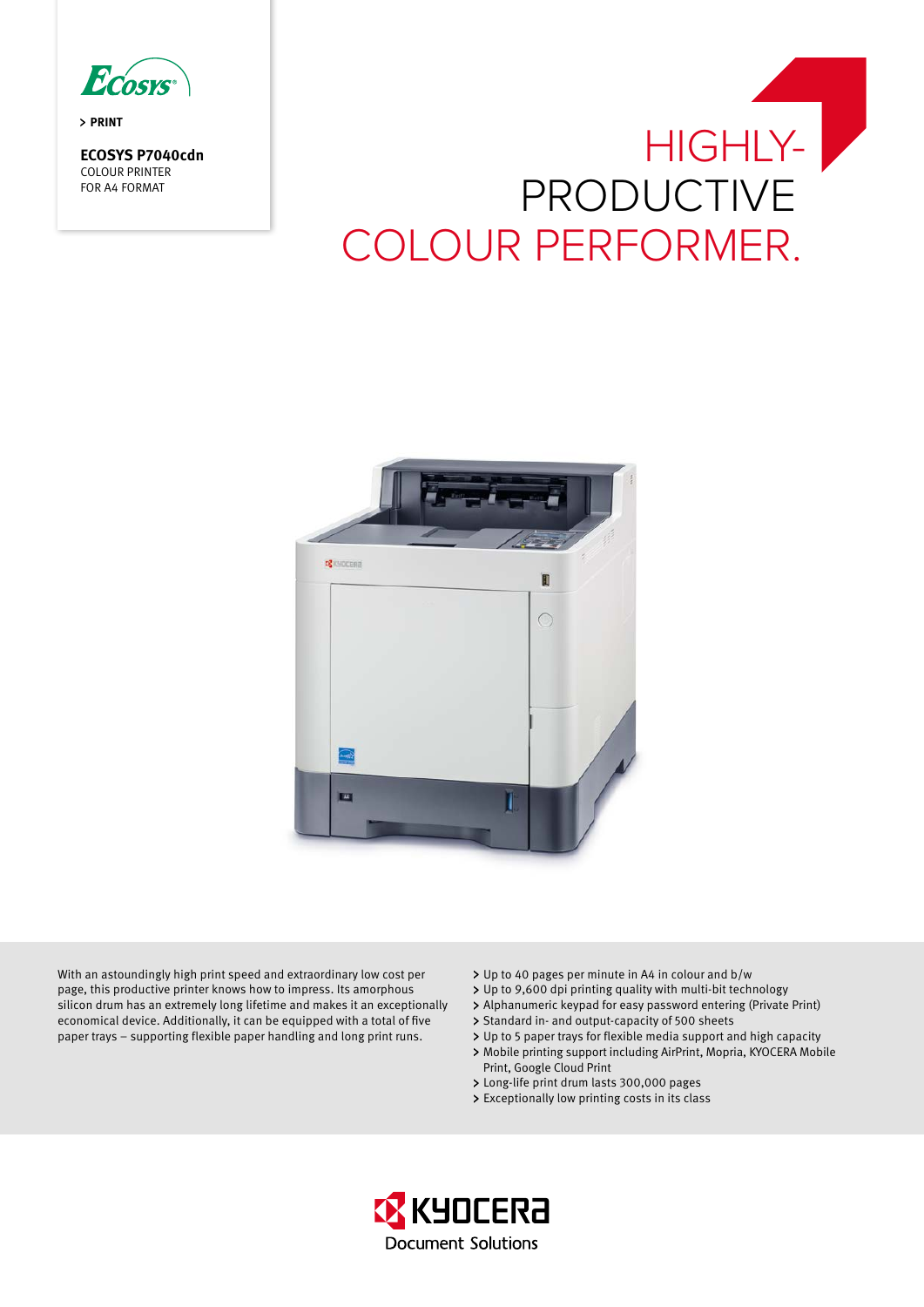ECOSYS

> PRINT

**ECOSYS P7040cdn**
COLOUR PRINTER
FOR A4 FORMAT

# HIGHLY-PRODUCTIVE COLOUR PERFORMER.

With an astoundingly high print speed and extraordinary low cost per page, this productive printer knows how to impress. Its amorphous silicon drum has an extremely long lifetime and makes it an exceptionally economical device. Additionally, it can be equipped with a total of five paper trays – supporting flexible paper handling and long print runs.

- Up to 40 pages per minute in A4 in colour and b/w
- Up to 9,600 dpi printing quality with multi-bit technology
- Alphanumeric keypad for easy password entering (Private Print)
- Standard in- and output-capacity of 500 sheets
- Up to 5 paper trays for flexible media support and high capacity
- Mobile printing support including AirPrint, Mopria, KYOCERA Mobile Print, Google Cloud Print
- Long-life print drum lasts 300,000 pages
- Exceptionally low printing costs in its class

KYOCERA Document Solutions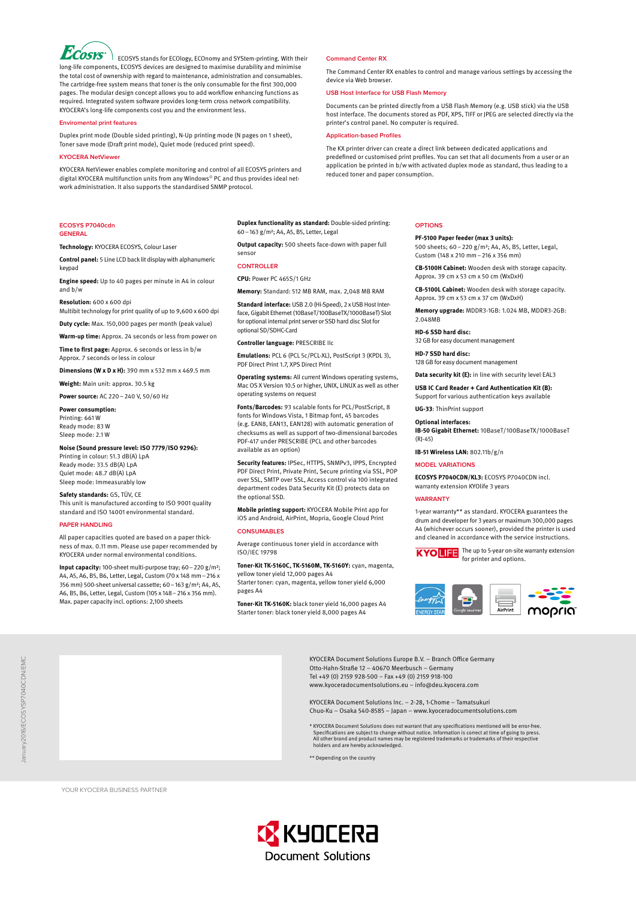ECOSYS stands for ECOlogy, ECOnomy and SYStem-printing. With their long-life components, ECOSYS devices are designed to maximise durability and minimise the total cost of ownership with regard to maintenance, administration and consumables. The cartridge-free system means that toner is the only consumable for the first 300,000 pages. The modular design concept allows you to add workflow enhancing functions as required. Integrated system software provides long-term cross network compatibility. KYOCERA's long-life components cost you and the environment less.

### Enviromental print features

Duplex print mode (Double sided printing), N-Up printing mode (N pages on 1 sheet), Toner save mode (Draft print mode), Quiet mode (reduced print speed).

### KYOCERA NetViewer

KYOCERA NetViewer enables complete monitoring and control of all ECOSYS printers and digital KYOCERA multifunction units from any Windows® PC and thus provides ideal network administration. It also supports the standardised SNMP protocol.

### Command Center RX

The Command Center RX enables to control and manage various settings by accessing the device via Web browser.

### USB Host Interface for USB Flash Memory

Documents can be printed directly from a USB Flash Memory (e.g. USB stick) via the USB host interface. The documents stored as PDF, XPS, TIFF or JPEG are selected directly via the printer's control panel. No computer is required.

### Application-based Profiles

The KX printer driver can create a direct link between dedicated applications and predefined or customised print profiles. You can set that all documents from a user or an application be printed in b/w with activated duplex mode as standard, thus leading to a reduced toner and paper consumption.

## ECOSYS P7040cdn

### GENERAL

**Technology:** KYOCERA ECOSYS, Colour Laser

**Control panel:** 5 Line LCD back lit display with alphanumeric keypad

**Engine speed:** Up to 40 pages per minute in A4 in colour and b/w

**Resolution:** 600 x 600 dpi
Multibit technology for print quality of up to 9,600 x 600 dpi

**Duty cycle:** Max. 150,000 pages per month (peak value)

**Warm-up time:** Approx. 24 seconds or less from power on

**Time to first page:** Approx. 6 seconds or less in b/w
Approx. 7 seconds or less in colour

**Dimensions (W x D x H):** 390 mm x 532 mm x 469.5 mm

**Weight:** Main unit: approx. 30.5 kg

**Power source:** AC 220 ~ 240 V, 50/60 Hz

**Power consumption:**
Printing: 661 W
Ready mode: 83 W
Sleep mode: 2.1 W

**Noise (Sound pressure level: ISO 7779/ISO 9296):**
Printing in colour: 51.3 dB(A) LpA
Ready mode: 33.5 dB(A) LpA
Quiet mode: 48.7 dB(A) LpA
Sleep mode: Immeasurably low

**Safety standards:** GS, TÜV, CE
This unit is manufactured according to ISO 9001 quality standard and ISO 14001 environmental standard.

### PAPER HANDLING

All paper capacities quoted are based on a paper thickness of max. 0.11 mm. Please use paper recommended by KYOCERA under normal environmental conditions.

**Input capacity:** 100-sheet multi-purpose tray; 60 – 220 g/m²; A4, A5, A6, B5, B6, Letter, Legal, Custom (70 x 148 mm – 216 x 356 mm) 500-sheet universal cassette; 60 – 163 g/m²; A4, A5, A6, B5, B6, Letter, Legal, Custom (105 x 148 – 216 x 356 mm).
Max. paper capacity incl. options: 2,100 sheets

**Duplex functionality as standard:** Double-sided printing: 60 – 163 g/m²; A4, A5, B5, Letter, Legal

**Output capacity:** 500 sheets face-down with paper full sensor

### CONTROLLER

**CPU:** Power PC 465S/1 GHz

**Memory:** Standard: 512 MB RAM, max. 2,048 MB RAM

**Standard interface:** USB 2.0 (Hi-Speed), 2 x USB Host Interface, Gigabit Ethernet (10BaseT/100BaseTX/1000BaseT) Slot for optional internal print server or SSD hard disc Slot for optional SD/SDHC-Card

**Controller language:** PRESCRIBE IIc

**Emulations:** PCL 6 (PCL 5c/PCL-XL), PostScript 3 (KPDL 3), PDF Direct Print 1.7, XPS Direct Print

**Operating systems:** All current Windows operating systems, Mac OS X Version 10.5 or higher, UNIX, LINUX as well as other operating systems on request

**Fonts/Barcodes:** 93 scalable fonts for PCL/PostScript, 8 fonts for Windows Vista, 1 Bitmap font, 45 barcodes (e.g. EAN8, EAN13, EAN128) with automatic generation of checksums as well as support of two-dimensional barcodes PDF-417 under PRESCRIBE (PCL and other barcodes available as an option)

**Security features:** IPSec, HTTPS, SNMPv3, IPPS, Encrypted PDF Direct Print, Private Print, Secure printing via SSL, POP over SSL, SMTP over SSL, Access control via 100 integrated department codes Data Security Kit (E) protects data on the optional SSD.

**Mobile printing support:** KYOCERA Mobile Print app for iOS and Android, AirPrint, Mopria, Google Cloud Print

### CONSUMABLES

Average continuous toner yield in accordance with ISO/IEC 19798

**Toner-Kit TK-5160C, TK-5160M, TK-5160Y:** cyan, magenta, yellow toner yield 12,000 pages A4
Starter toner: cyan, magenta, yellow toner yield 6,000 pages A4

**Toner-Kit TK-5160K:** black toner yield 16,000 pages A4
Starter toner: black toner yield 8,000 pages A4

### OPTIONS

**PF-5100 Paper feeder (max 3 units):**
500 sheets; 60 – 220 g/m²; A4, A5, B5, Letter, Legal, Custom (148 x 210 mm – 216 x 356 mm)

**CB-5100H Cabinet:** Wooden desk with storage capacity. Approx. 39 cm x 53 cm x 50 cm (WxDxH)

**CB-5100L Cabinet:** Wooden desk with storage capacity. Approx. 39 cm x 53 cm x 37 cm (WxDxH)

**Memory upgrade:** MDDR3-1GB: 1.024 MB, MDDR3-2GB: 2.048MB

**HD-6 SSD hard disc:**
32 GB for easy document management

**HD-7 SSD hard disc:**
128 GB for easy document management

**Data security kit (E):** in line with security level EAL3

**USB IC Card Reader + Card Authentication Kit (B):**
Support for various authentication keys available

**UG-33:** ThinPrint support

**Optional interfaces:**
**IB-50 Gigabit Ethernet:** 10BaseT/100BaseTX/1000BaseT (RJ-45)

**IB-51 Wireless LAN:** 802.11b/g/n

### MODEL VARIATIONS

**ECOSYS P7040CDN/KL3:** ECOSYS P7040CDN incl. warranty extension KYOlife 3 years

### WARRANTY

1-year warranty** as standard. KYOCERA guarantees the drum and developer for 3 years or maximum 300,000 pages A4 (whichever occurs sooner), provided the printer is used and cleaned in accordance with the service instructions.

KYOLIFE The up to 5-year on-site warranty extension for printer and options.

KYOCERA Document Solutions Europe B.V. – Branch Office Germany
Otto-Hahn-Straße 12 – 40670 Meerbusch – Germany
Tel +49 (0) 2159 928-500 – Fax +49 (0) 2159 918-100
www.kyoceradocumentsolutions.eu – info@deu.kyocera.com

KYOCERA Document Solutions Inc. – 2-28, 1-Chome – Tamatsukuri
Chuo-Ku – Osaka 540-8585 – Japan – www.kyoceradocumentsolutions.com

* KYOCERA Document Solutions does not warrant that any specifications mentioned will be error-free. Specifications are subject to change without notice. Information is correct at time of going to press. All other brand and product names may be registered trademarks or trademarks of their respective holders and are hereby acknowledged.

** Depending on the country

January2016/ECOSYSP7040CDN/EMC

YOUR KYOCERA BUSINESS PARTNER

KYOCERA Document Solutions